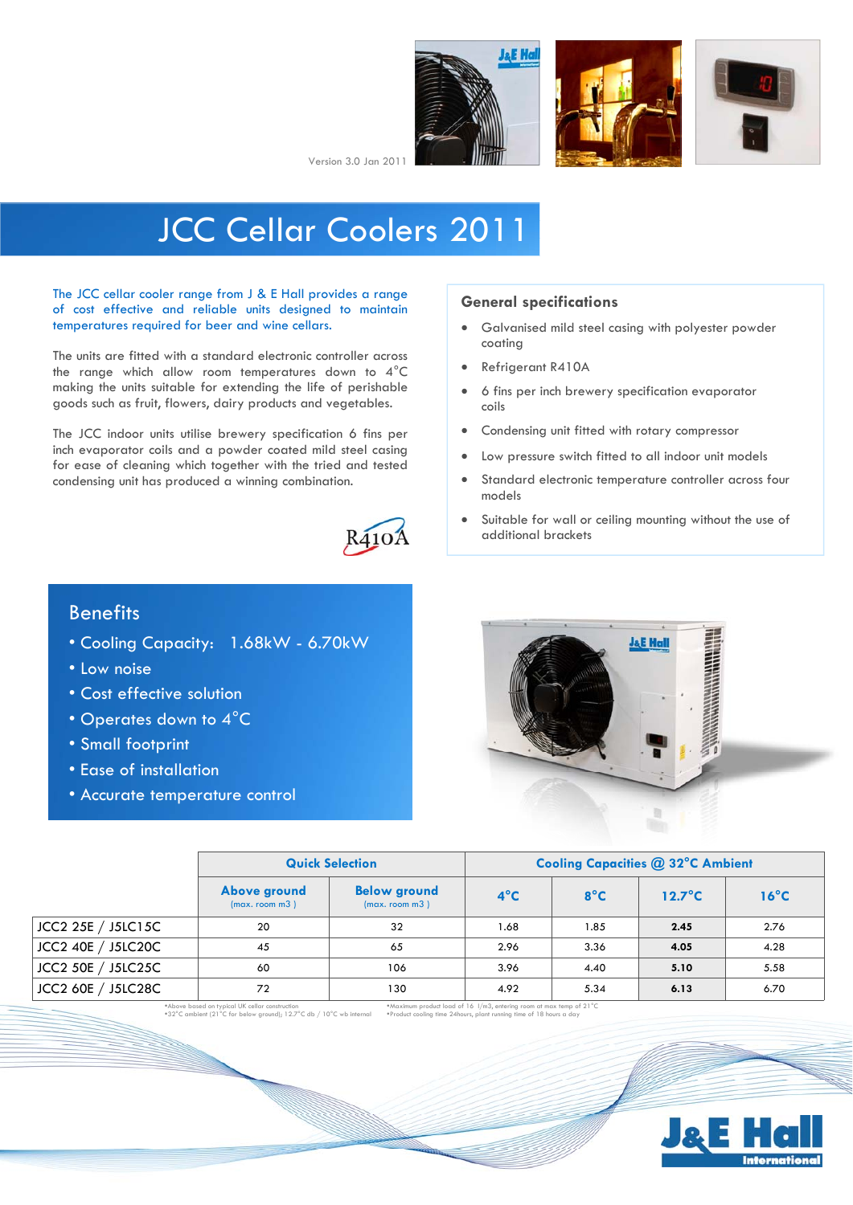Version 3.0 Jan 2011

# JCC Cellar Coolers 2011

The JCC cellar cooler range from J & E Hall provides a range of cost effective and reliable units designed to maintain temperatures required for beer and wine cellars.

The units are fitted with a standard electronic controller across the range which allow room temperatures down to 4°C making the units suitable for extending the life of perishable goods such as fruit, flowers, dairy products and vegetables.

The JCC indoor units utilise brewery specification 6 fins per inch evaporator coils and a powder coated mild steel casing for ease of cleaning which together with the tried and tested condensing unit has produced a winning combination.

R410A

## General specifications

- Galvanised mild steel casing with polyester powder coating
- Refrigerant R410A
- 6 fins per inch brewery specification evaporator coils
- Condensing unit fitted with rotary compressor
- Low pressure switch fitted to all indoor unit models
- Standard electronic temperature controller across four models
- Suitable for wall or ceiling mounting without the use of additional brackets

## Benefits

- Cooling Capacity: 1.68kW - 6.70kW
- Low noise
- Cost effective solution
- Operates down to 4°C
- Small footprint
- Ease of installation
- Accurate temperature control

| | Quick Selection | | Cooling Capacities @ 32°C Ambient | | | |
|---|---|---|---|---|---|---|
| | Above ground (max. room m3 ) | Below ground (max. room m3 ) | 4°C | 8°C | 12.7°C | 16°C |
| JCC2 25E / J5LC15C | 20 | 32 | 1.68 | 1.85 | **2.45** | 2.76 |
| JCC2 40E / J5LC20C | 45 | 65 | 2.96 | 3.36 | **4.05** | 4.28 |
| JCC2 50E / J5LC25C | 60 | 106 | 3.96 | 4.40 | **5.10** | 5.58 |
| JCC2 60E / J5LC28C | 72 | 130 | 4.92 | 5.34 | **6.13** | 6.70 |

•Above based on typical UK cellar construction
•32°C ambient (21°C for below ground); 12.7°C db / 10°C wb internal
•Maximum product load of 16 l/m3, entering room at max temp of 21°C
•Product cooling time 24hours, plant running time of 18 hours a day

J&E Hall International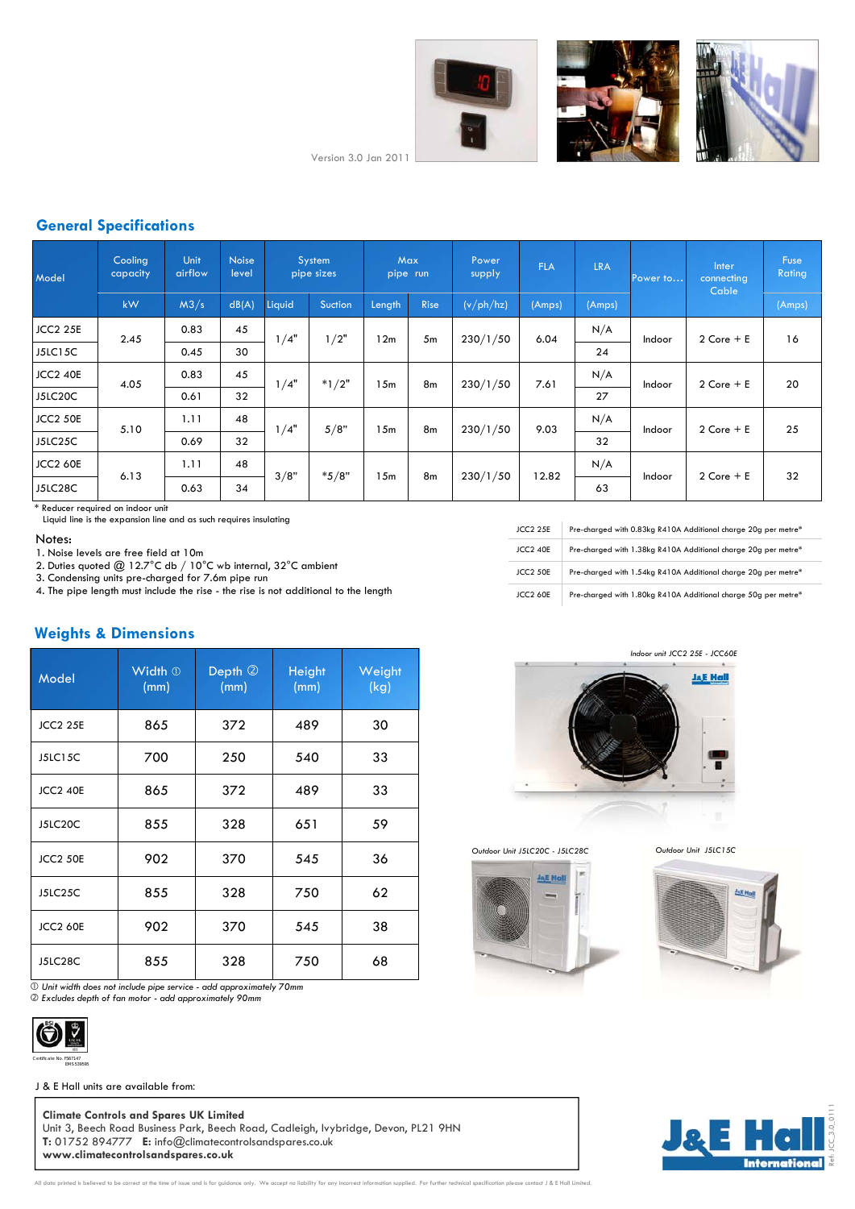Version 3.0 Jan 2011

## General Specifications

| Model | Cooling capacity | Unit airflow | Noise level | System pipe sizes | | Max pipe run | | Power supply | FLA | LRA | Power to... | Inter connecting Cable | Fuse Rating |
|---|---|---|---|---|---|---|---|---|---|---|---|---|---|
| | kW | M3/s | dB(A) | Liquid | Suction | Length | Rise | (v/ph/hz) | (Amps) | (Amps) | | | (Amps) |
| JCC2 25E | 2.45 | 0.83 | 45 | 1/4" | 1/2" | 12m | 5m | 230/1/50 | 6.04 | N/A | Indoor | 2 Core + E | 16 |
| J5LC15C | | 0.45 | 30 | | | | | | | 24 | | | |
| JCC2 40E | 4.05 | 0.83 | 45 | 1/4" | *1/2" | 15m | 8m | 230/1/50 | 7.61 | N/A | Indoor | 2 Core + E | 20 |
| J5LC20C | | 0.61 | 32 | | | | | | | 27 | | | |
| JCC2 50E | 5.10 | 1.11 | 48 | 1/4" | 5/8" | 15m | 8m | 230/1/50 | 9.03 | N/A | Indoor | 2 Core + E | 25 |
| J5LC25C | | 0.69 | 32 | | | | | | | 32 | | | |
| JCC2 60E | 6.13 | 1.11 | 48 | 3/8" | *5/8" | 15m | 8m | 230/1/50 | 12.82 | N/A | Indoor | 2 Core + E | 32 |
| J5LC28C | | 0.63 | 34 | | | | | | | 63 | | | |

\* Reducer required on indoor unit
Liquid line is the expansion line and as such requires insulating

Notes:

1. Noise levels are free field at 10m
2. Duties quoted @ 12.7°C db / 10°C wb internal, 32°C ambient
3. Condensing units pre-charged for 7.6m pipe run
4. The pipe length must include the rise - the rise is not additional to the length

| | |
|---|---|
| JCC2 25E | Pre-charged with 0.83kg R410A Additional charge 20g per metre* |
| JCC2 40E | Pre-charged with 1.38kg R410A Additional charge 20g per metre* |
| JCC2 50E | Pre-charged with 1.54kg R410A Additional charge 20g per metre* |
| JCC2 60E | Pre-charged with 1.80kg R410A Additional charge 50g per metre* |

## Weights & Dimensions

| Model | Width ① (mm) | Depth ② (mm) | Height (mm) | Weight (kg) |
|---|---|---|---|---|
| JCC2 25E | 865 | 372 | 489 | 30 |
| J5LC15C | 700 | 250 | 540 | 33 |
| JCC2 40E | 865 | 372 | 489 | 33 |
| J5LC20C | 855 | 328 | 651 | 59 |
| JCC2 50E | 902 | 370 | 545 | 36 |
| J5LC25C | 855 | 328 | 750 | 62 |
| JCC2 60E | 902 | 370 | 545 | 38 |
| J5LC28C | 855 | 328 | 750 | 68 |

*① Unit width does not include pipe service - add approximately 70mm*
*② Excludes depth of fan motor - add approximately 90mm*

*Indoor unit JCC2 25E - JCC60E*

*Outdoor Unit J5LC20C - J5LC28C*

*Outdoor Unit J5LC15C*

Certificate No. FS67147 EMS 539595

J & E Hall units are available from:

**Climate Controls and Spares UK Limited**
Unit 3, Beech Road Business Park, Beech Road, Cadleigh, Ivybridge, Devon, PL21 9HN
**T:** 01752 894777 **E:** info@climatecontrolsandspares.co.uk
**www.climatecontrolsandspares.co.uk**

J&E Hall International

Ref. JCC 3.0 0111

All data printed is believed to be correct at the time of issue and is for guidance only. We accept no liability for any incorrect information supplied. For further technical specification please contact J & E Hall Limited.